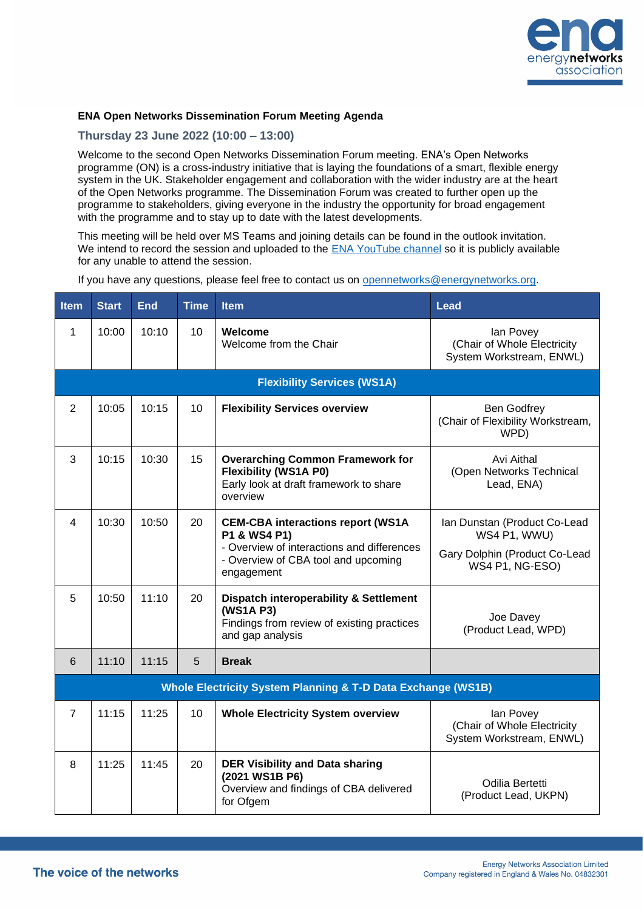**ENA Open Networks Dissemination Forum Meeting Agenda**

## Thursday 23 June 2022 (10:00 – 13:00)

Welcome to the second Open Networks Dissemination Forum meeting. ENA's Open Networks programme (ON) is a cross-industry initiative that is laying the foundations of a smart, flexible energy system in the UK. Stakeholder engagement and collaboration with the wider industry are at the heart of the Open Networks programme. The Dissemination Forum was created to further open up the programme to stakeholders, giving everyone in the industry the opportunity for broad engagement with the programme and to stay up to date with the latest developments.

This meeting will be held over MS Teams and joining details can be found in the outlook invitation. We intend to record the session and uploaded to the [ENA YouTube channel]() so it is publicly available for any unable to attend the session.

If you have any questions, please feel free to contact us on [opennetworks@energynetworks.org](mailto:opennetworks@energynetworks.org).

| Item | Start | End | Time | Item | Lead |
|---|---|---|---|---|---|
| 1 | 10:00 | 10:10 | 10 | **Welcome**<br>Welcome from the Chair | Ian Povey<br>(Chair of Whole Electricity System Workstream, ENWL) |
| | | | | **Flexibility Services (WS1A)** | |
| 2 | 10:05 | 10:15 | 10 | **Flexibility Services overview** | Ben Godfrey<br>(Chair of Flexibility Workstream, WPD) |
| 3 | 10:15 | 10:30 | 15 | **Overarching Common Framework for Flexibility (WS1A P0)**<br>Early look at draft framework to share overview | Avi Aithal<br>(Open Networks Technical Lead, ENA) |
| 4 | 10:30 | 10:50 | 20 | **CEM-CBA interactions report (WS1A P1 & WS4 P1)**<br>- Overview of interactions and differences<br>- Overview of CBA tool and upcoming engagement | Ian Dunstan (Product Co-Lead WS4 P1, WWU)<br>Gary Dolphin (Product Co-Lead WS4 P1, NG-ESO) |
| 5 | 10:50 | 11:10 | 20 | **Dispatch interoperability & Settlement (WS1A P3)**<br>Findings from review of existing practices and gap analysis | Joe Davey<br>(Product Lead, WPD) |
| 6 | 11:10 | 11:15 | 5 | **Break** | |
| | | | | **Whole Electricity System Planning & T-D Data Exchange (WS1B)** | |
| 7 | 11:15 | 11:25 | 10 | **Whole Electricity System overview** | Ian Povey<br>(Chair of Whole Electricity System Workstream, ENWL) |
| 8 | 11:25 | 11:45 | 20 | **DER Visibility and Data sharing (2021 WS1B P6)**<br>Overview and findings of CBA delivered for Ofgem | Odilia Bertetti<br>(Product Lead, UKPN) |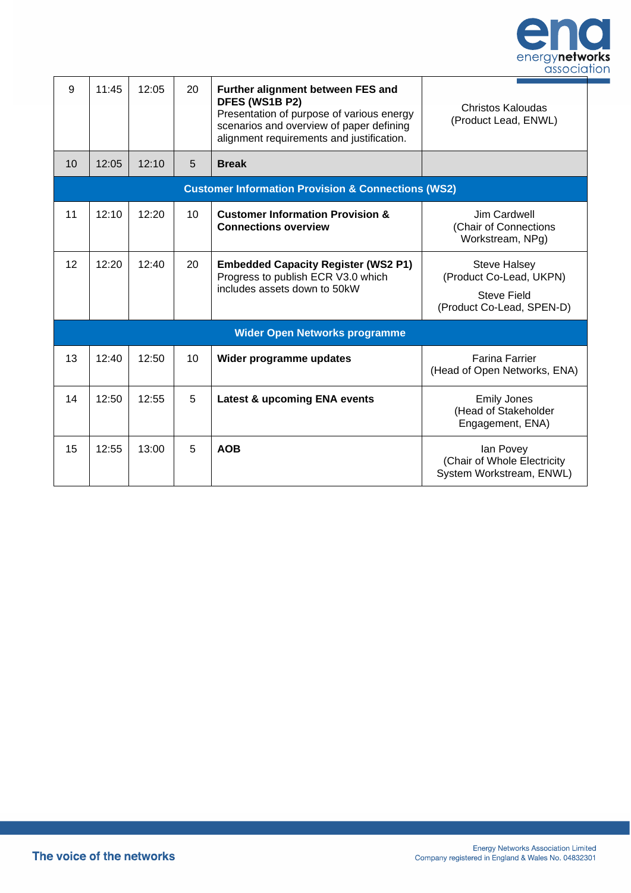| | | | | | |
|---|---|---|---|---|---|
| 9 | 11:45 | 12:05 | 20 | **Further alignment between FES and DFES (WS1B P2)** Presentation of purpose of various energy scenarios and overview of paper defining alignment requirements and justification. | Christos Kaloudas (Product Lead, ENWL) |
| 10 | 12:05 | 12:10 | 5 | **Break** | |
| **Customer Information Provision & Connections (WS2)** | | | | | |
| 11 | 12:10 | 12:20 | 10 | **Customer Information Provision & Connections overview** | Jim Cardwell (Chair of Connections Workstream, NPg) |
| 12 | 12:20 | 12:40 | 20 | **Embedded Capacity Register (WS2 P1)** Progress to publish ECR V3.0 which includes assets down to 50kW | Steve Halsey (Product Co-Lead, UKPN) Steve Field (Product Co-Lead, SPEN-D) |
| **Wider Open Networks programme** | | | | | |
| 13 | 12:40 | 12:50 | 10 | **Wider programme updates** | Farina Farrier (Head of Open Networks, ENA) |
| 14 | 12:50 | 12:55 | 5 | **Latest & upcoming ENA events** | Emily Jones (Head of Stakeholder Engagement, ENA) |
| 15 | 12:55 | 13:00 | 5 | **AOB** | Ian Povey (Chair of Whole Electricity System Workstream, ENWL) |